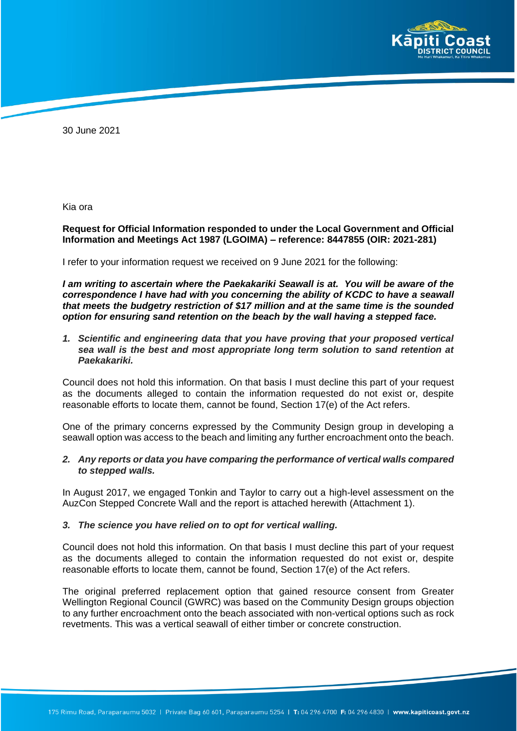30 June 2021

Kia ora

**Request for Official Information responded to under the Local Government and Official Information and Meetings Act 1987 (LGOIMA) – reference: 8447855 (OIR: 2021-281)**

I refer to your information request we received on 9 June 2021 for the following:

***I am writing to ascertain where the Paekakariki Seawall is at. You will be aware of the correspondence I have had with you concerning the ability of KCDC to have a seawall that meets the budgetry restriction of $17 million and at the same time is the sounded option for ensuring sand retention on the beach by the wall having a stepped face.***

1. ***Scientific and engineering data that you have proving that your proposed vertical sea wall is the best and most appropriate long term solution to sand retention at Paekakariki.***

Council does not hold this information. On that basis I must decline this part of your request as the documents alleged to contain the information requested do not exist or, despite reasonable efforts to locate them, cannot be found, Section 17(e) of the Act refers.

One of the primary concerns expressed by the Community Design group in developing a seawall option was access to the beach and limiting any further encroachment onto the beach.

2. ***Any reports or data you have comparing the performance of vertical walls compared to stepped walls.***

In August 2017, we engaged Tonkin and Taylor to carry out a high-level assessment on the AuzCon Stepped Concrete Wall and the report is attached herewith (Attachment 1).

3. ***The science you have relied on to opt for vertical walling.***

Council does not hold this information. On that basis I must decline this part of your request as the documents alleged to contain the information requested do not exist or, despite reasonable efforts to locate them, cannot be found, Section 17(e) of the Act refers.

The original preferred replacement option that gained resource consent from Greater Wellington Regional Council (GWRC) was based on the Community Design groups objection to any further encroachment onto the beach associated with non-vertical options such as rock revetments. This was a vertical seawall of either timber or concrete construction.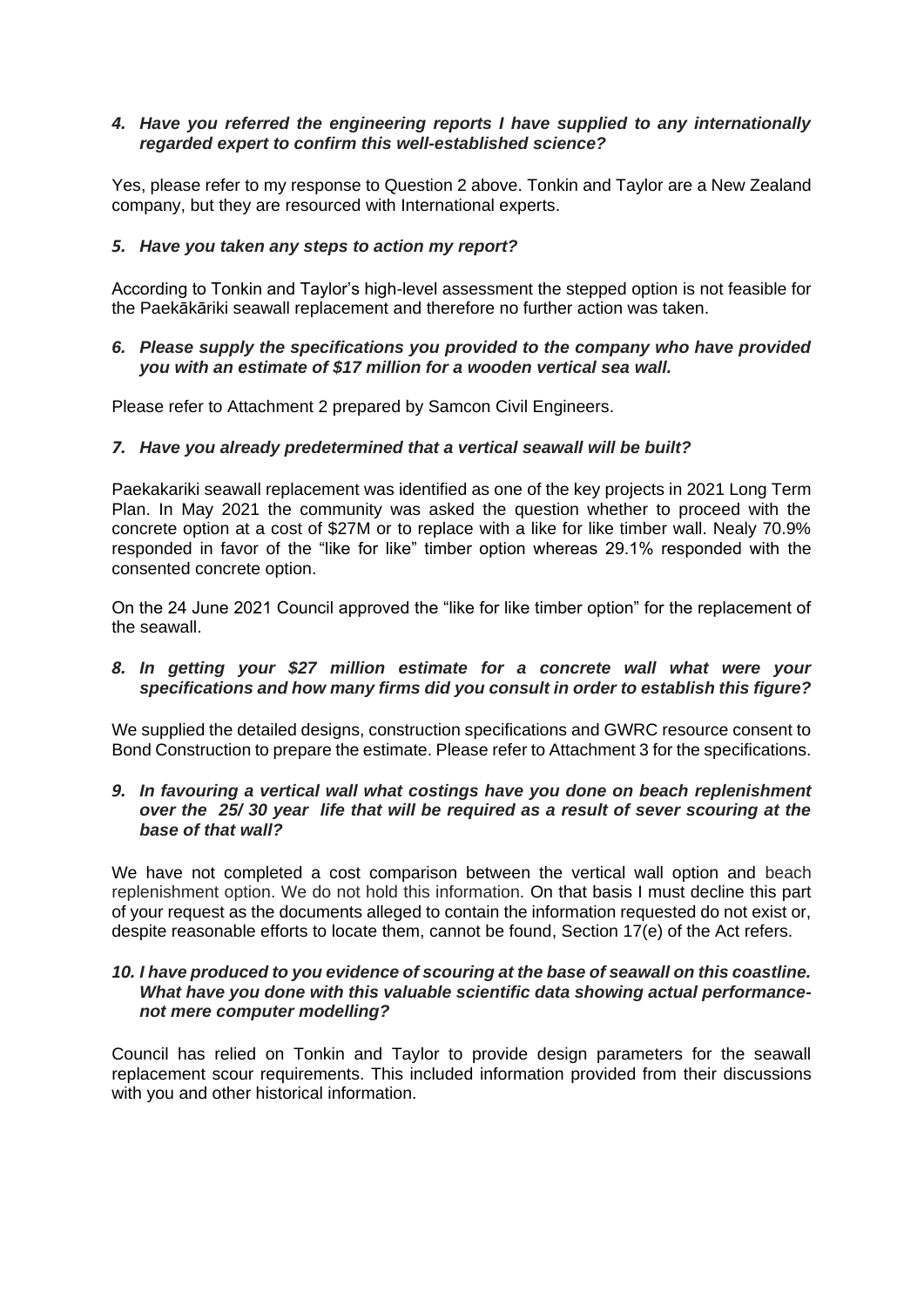***4. Have you referred the engineering reports I have supplied to any internationally regarded expert to confirm this well-established science?***

Yes, please refer to my response to Question 2 above. Tonkin and Taylor are a New Zealand company, but they are resourced with International experts.

***5. Have you taken any steps to action my report?***

According to Tonkin and Taylor's high-level assessment the stepped option is not feasible for the Paekākāriki seawall replacement and therefore no further action was taken.

***6. Please supply the specifications you provided to the company who have provided you with an estimate of $17 million for a wooden vertical sea wall.***

Please refer to Attachment 2 prepared by Samcon Civil Engineers.

***7. Have you already predetermined that a vertical seawall will be built?***

Paekakariki seawall replacement was identified as one of the key projects in 2021 Long Term Plan. In May 2021 the community was asked the question whether to proceed with the concrete option at a cost of $27M or to replace with a like for like timber wall. Nealy 70.9% responded in favor of the "like for like" timber option whereas 29.1% responded with the consented concrete option.

On the 24 June 2021 Council approved the "like for like timber option" for the replacement of the seawall.

***8. In getting your $27 million estimate for a concrete wall what were your specifications and how many firms did you consult in order to establish this figure?***

We supplied the detailed designs, construction specifications and GWRC resource consent to Bond Construction to prepare the estimate. Please refer to Attachment 3 for the specifications.

***9. In favouring a vertical wall what costings have you done on beach replenishment over the 25/ 30 year life that will be required as a result of sever scouring at the base of that wall?***

We have not completed a cost comparison between the vertical wall option and beach replenishment option. We do not hold this information. On that basis I must decline this part of your request as the documents alleged to contain the information requested do not exist or, despite reasonable efforts to locate them, cannot be found, Section 17(e) of the Act refers.

***10. I have produced to you evidence of scouring at the base of seawall on this coastline. What have you done with this valuable scientific data showing actual performance- not mere computer modelling?***

Council has relied on Tonkin and Taylor to provide design parameters for the seawall replacement scour requirements. This included information provided from their discussions with you and other historical information.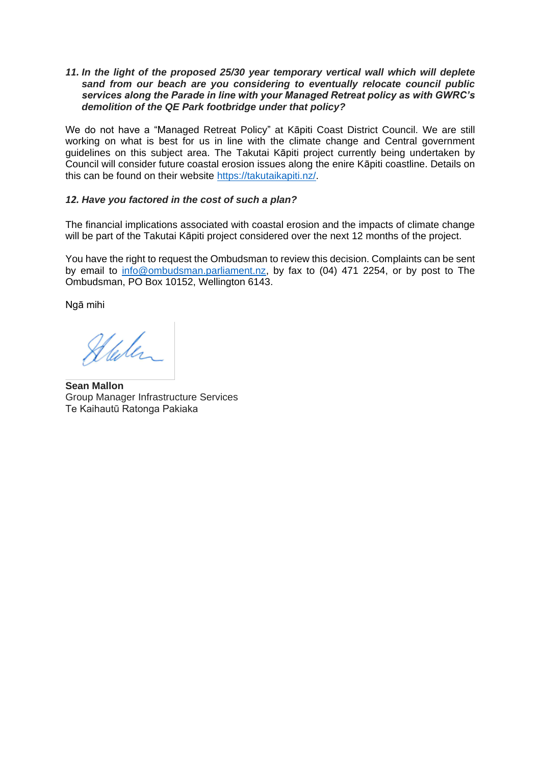***11. In the light of the proposed 25/30 year temporary vertical wall which will deplete sand from our beach are you considering to eventually relocate council public services along the Parade in line with your Managed Retreat policy as with GWRC's demolition of the QE Park footbridge under that policy?***

We do not have a "Managed Retreat Policy" at Kāpiti Coast District Council. We are still working on what is best for us in line with the climate change and Central government guidelines on this subject area. The Takutai Kāpiti project currently being undertaken by Council will consider future coastal erosion issues along the enire Kāpiti coastline. Details on this can be found on their website [https://takutaikapiti.nz/](https://takutaikapiti.nz/).

***12. Have you factored in the cost of such a plan?***

The financial implications associated with coastal erosion and the impacts of climate change will be part of the Takutai Kāpiti project considered over the next 12 months of the project.

You have the right to request the Ombudsman to review this decision. Complaints can be sent by email to [info@ombudsman.parliament.nz](mailto:info@ombudsman.parliament.nz), by fax to (04) 471 2254, or by post to The Ombudsman, PO Box 10152, Wellington 6143.

Ngā mihi

**Sean Mallon**
Group Manager Infrastructure Services
Te Kaihautū Ratonga Pakiaka